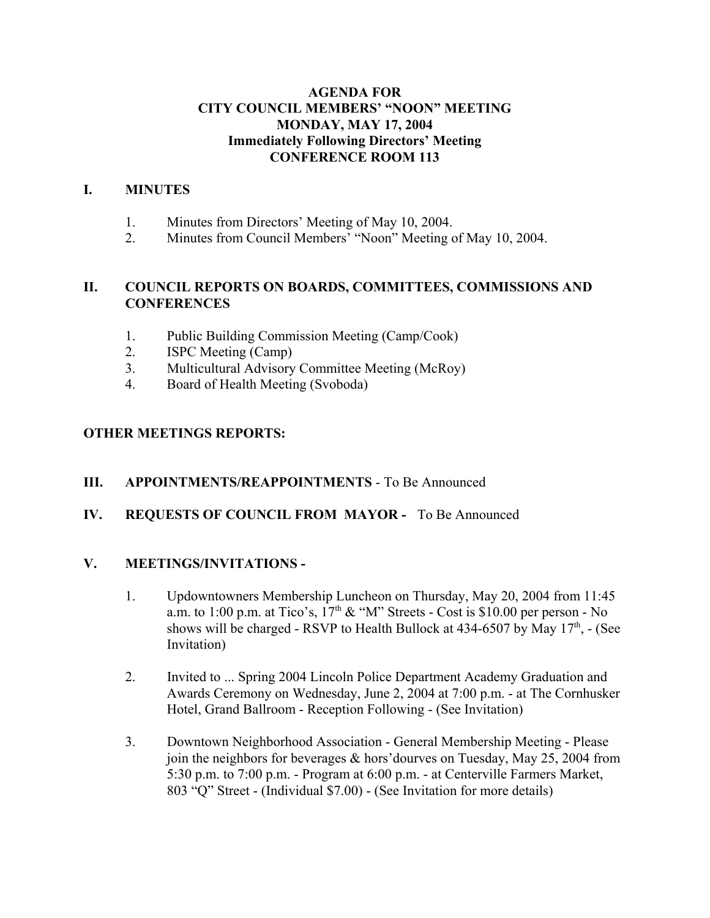# AGENDA FOR
# CITY COUNCIL MEMBERS' "NOON" MEETING
# MONDAY, MAY 17, 2004
### Immediately Following Directors' Meeting
### CONFERENCE ROOM 113

## I. MINUTES

1. Minutes from Directors' Meeting of May 10, 2004.
2. Minutes from Council Members' "Noon" Meeting of May 10, 2004.

## II. COUNCIL REPORTS ON BOARDS, COMMITTEES, COMMISSIONS AND CONFERENCES

1. Public Building Commission Meeting (Camp/Cook)
2. ISPC Meeting (Camp)
3. Multicultural Advisory Committee Meeting (McRoy)
4. Board of Health Meeting (Svoboda)

## OTHER MEETINGS REPORTS:

## III. APPOINTMENTS/REAPPOINTMENTS - To Be Announced

## IV. REQUESTS OF COUNCIL FROM MAYOR - To Be Announced

## V. MEETINGS/INVITATIONS -

1. Updowntowners Membership Luncheon on Thursday, May 20, 2004 from 11:45 a.m. to 1:00 p.m. at Tico's, 17th & "M" Streets - Cost is $10.00 per person - No shows will be charged - RSVP to Health Bullock at 434-6507 by May 17th, - (See Invitation)

2. Invited to ... Spring 2004 Lincoln Police Department Academy Graduation and Awards Ceremony on Wednesday, June 2, 2004 at 7:00 p.m. - at The Cornhusker Hotel, Grand Ballroom - Reception Following - (See Invitation)

3. Downtown Neighborhood Association - General Membership Meeting - Please join the neighbors for beverages & hors'dourves on Tuesday, May 25, 2004 from 5:30 p.m. to 7:00 p.m. - Program at 6:00 p.m. - at Centerville Farmers Market, 803 "Q" Street - (Individual $7.00) - (See Invitation for more details)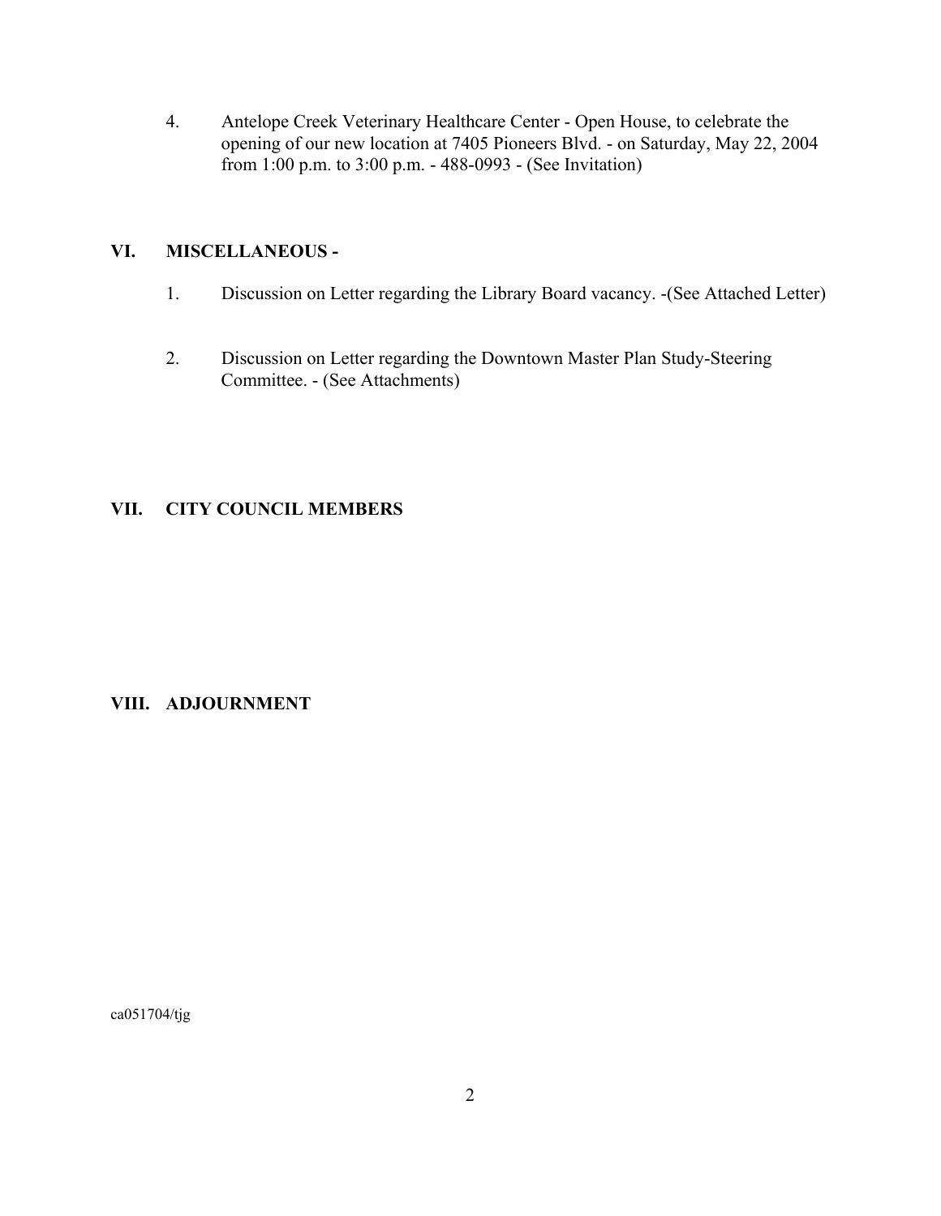4. Antelope Creek Veterinary Healthcare Center - Open House, to celebrate the opening of our new location at 7405 Pioneers Blvd. - on Saturday, May 22, 2004 from 1:00 p.m. to 3:00 p.m. - 488-0993 - (See Invitation)

## VI. MISCELLANEOUS -

1. Discussion on Letter regarding the Library Board vacancy. -(See Attached Letter)

2. Discussion on Letter regarding the Downtown Master Plan Study-Steering Committee. - (See Attachments)

## VII. CITY COUNCIL MEMBERS

## VIII. ADJOURNMENT

ca051704/tjg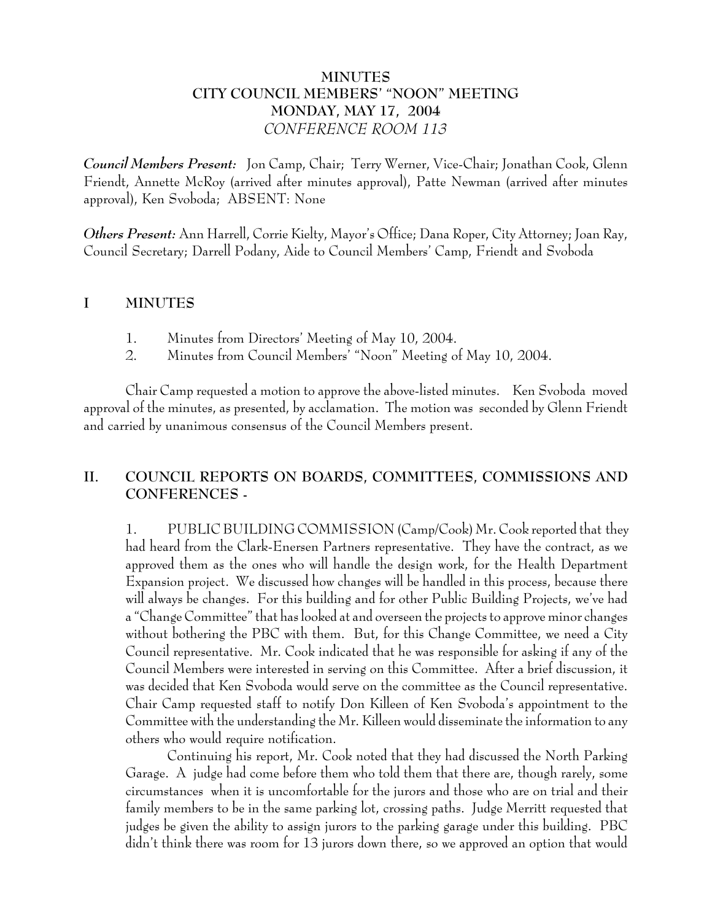# MINUTES
# CITY COUNCIL MEMBERS' "NOON" MEETING
# MONDAY, MAY 17, 2004
*CONFERENCE ROOM 113*

***Council Members Present:*** Jon Camp, Chair; Terry Werner, Vice-Chair; Jonathan Cook, Glenn Friendt, Annette McRoy (arrived after minutes approval), Patte Newman (arrived after minutes approval), Ken Svoboda; ABSENT: None

***Others Present:*** Ann Harrell, Corrie Kielty, Mayor's Office; Dana Roper, City Attorney; Joan Ray, Council Secretary; Darrell Podany, Aide to Council Members' Camp, Friendt and Svoboda

## I MINUTES

1. Minutes from Directors' Meeting of May 10, 2004.
2. Minutes from Council Members' "Noon" Meeting of May 10, 2004.

Chair Camp requested a motion to approve the above-listed minutes. Ken Svoboda moved approval of the minutes, as presented, by acclamation. The motion was seconded by Glenn Friendt and carried by unanimous consensus of the Council Members present.

## II. COUNCIL REPORTS ON BOARDS, COMMITTEES, COMMISSIONS AND CONFERENCES -

1. PUBLIC BUILDING COMMISSION (Camp/Cook) Mr. Cook reported that they had heard from the Clark-Enersen Partners representative. They have the contract, as we approved them as the ones who will handle the design work, for the Health Department Expansion project. We discussed how changes will be handled in this process, because there will always be changes. For this building and for other Public Building Projects, we've had a "Change Committee" that has looked at and overseen the projects to approve minor changes without bothering the PBC with them. But, for this Change Committee, we need a City Council representative. Mr. Cook indicated that he was responsible for asking if any of the Council Members were interested in serving on this Committee. After a brief discussion, it was decided that Ken Svoboda would serve on the committee as the Council representative. Chair Camp requested staff to notify Don Killeen of Ken Svoboda's appointment to the Committee with the understanding the Mr. Killeen would disseminate the information to any others who would require notification.

Continuing his report, Mr. Cook noted that they had discussed the North Parking Garage. A judge had come before them who told them that there are, though rarely, some circumstances when it is uncomfortable for the jurors and those who are on trial and their family members to be in the same parking lot, crossing paths. Judge Merritt requested that judges be given the ability to assign jurors to the parking garage under this building. PBC didn't think there was room for 13 jurors down there, so we approved an option that would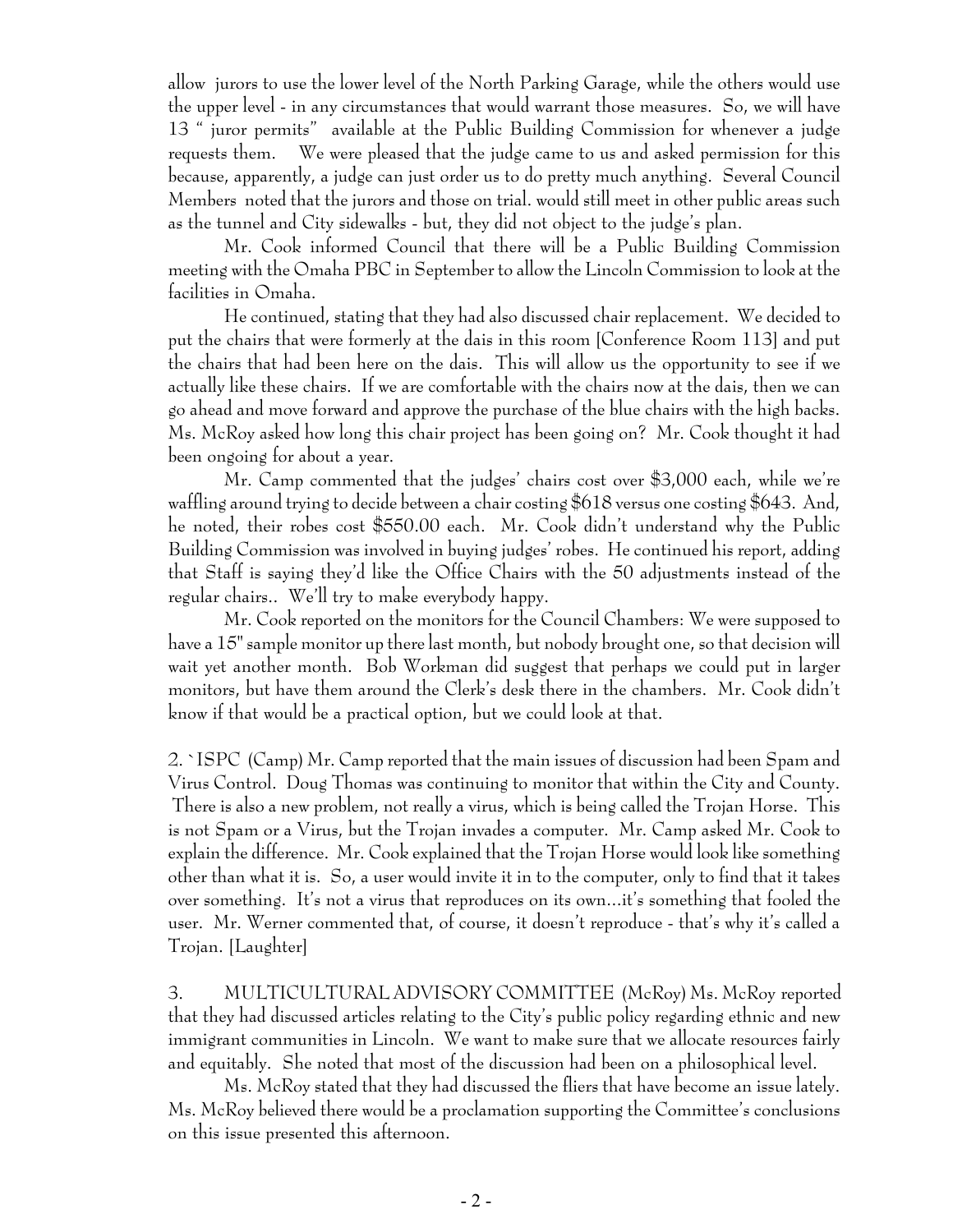allow jurors to use the lower level of the North Parking Garage, while the others would use the upper level - in any circumstances that would warrant those measures. So, we will have 13 " juror permits" available at the Public Building Commission for whenever a judge requests them. We were pleased that the judge came to us and asked permission for this because, apparently, a judge can just order us to do pretty much anything. Several Council Members noted that the jurors and those on trial. would still meet in other public areas such as the tunnel and City sidewalks - but, they did not object to the judge's plan.

Mr. Cook informed Council that there will be a Public Building Commission meeting with the Omaha PBC in September to allow the Lincoln Commission to look at the facilities in Omaha.

He continued, stating that they had also discussed chair replacement. We decided to put the chairs that were formerly at the dais in this room [Conference Room 113] and put the chairs that had been here on the dais. This will allow us the opportunity to see if we actually like these chairs. If we are comfortable with the chairs now at the dais, then we can go ahead and move forward and approve the purchase of the blue chairs with the high backs. Ms. McRoy asked how long this chair project has been going on? Mr. Cook thought it had been ongoing for about a year.

Mr. Camp commented that the judges' chairs cost over $3,000 each, while we're waffling around trying to decide between a chair costing $618 versus one costing $643. And, he noted, their robes cost $550.00 each. Mr. Cook didn't understand why the Public Building Commission was involved in buying judges' robes. He continued his report, adding that Staff is saying they'd like the Office Chairs with the 50 adjustments instead of the regular chairs.. We'll try to make everybody happy.

Mr. Cook reported on the monitors for the Council Chambers: We were supposed to have a 15" sample monitor up there last month, but nobody brought one, so that decision will wait yet another month. Bob Workman did suggest that perhaps we could put in larger monitors, but have them around the Clerk's desk there in the chambers. Mr. Cook didn't know if that would be a practical option, but we could look at that.

2. `ISPC (Camp) Mr. Camp reported that the main issues of discussion had been Spam and Virus Control. Doug Thomas was continuing to monitor that within the City and County. There is also a new problem, not really a virus, which is being called the Trojan Horse. This is not Spam or a Virus, but the Trojan invades a computer. Mr. Camp asked Mr. Cook to explain the difference. Mr. Cook explained that the Trojan Horse would look like something other than what it is. So, a user would invite it in to the computer, only to find that it takes over something. It's not a virus that reproduces on its own...it's something that fooled the user. Mr. Werner commented that, of course, it doesn't reproduce - that's why it's called a Trojan. [Laughter]

3. MULTICULTURAL ADVISORY COMMITTEE (McRoy) Ms. McRoy reported that they had discussed articles relating to the City's public policy regarding ethnic and new immigrant communities in Lincoln. We want to make sure that we allocate resources fairly and equitably. She noted that most of the discussion had been on a philosophical level.

Ms. McRoy stated that they had discussed the fliers that have become an issue lately. Ms. McRoy believed there would be a proclamation supporting the Committee's conclusions on this issue presented this afternoon.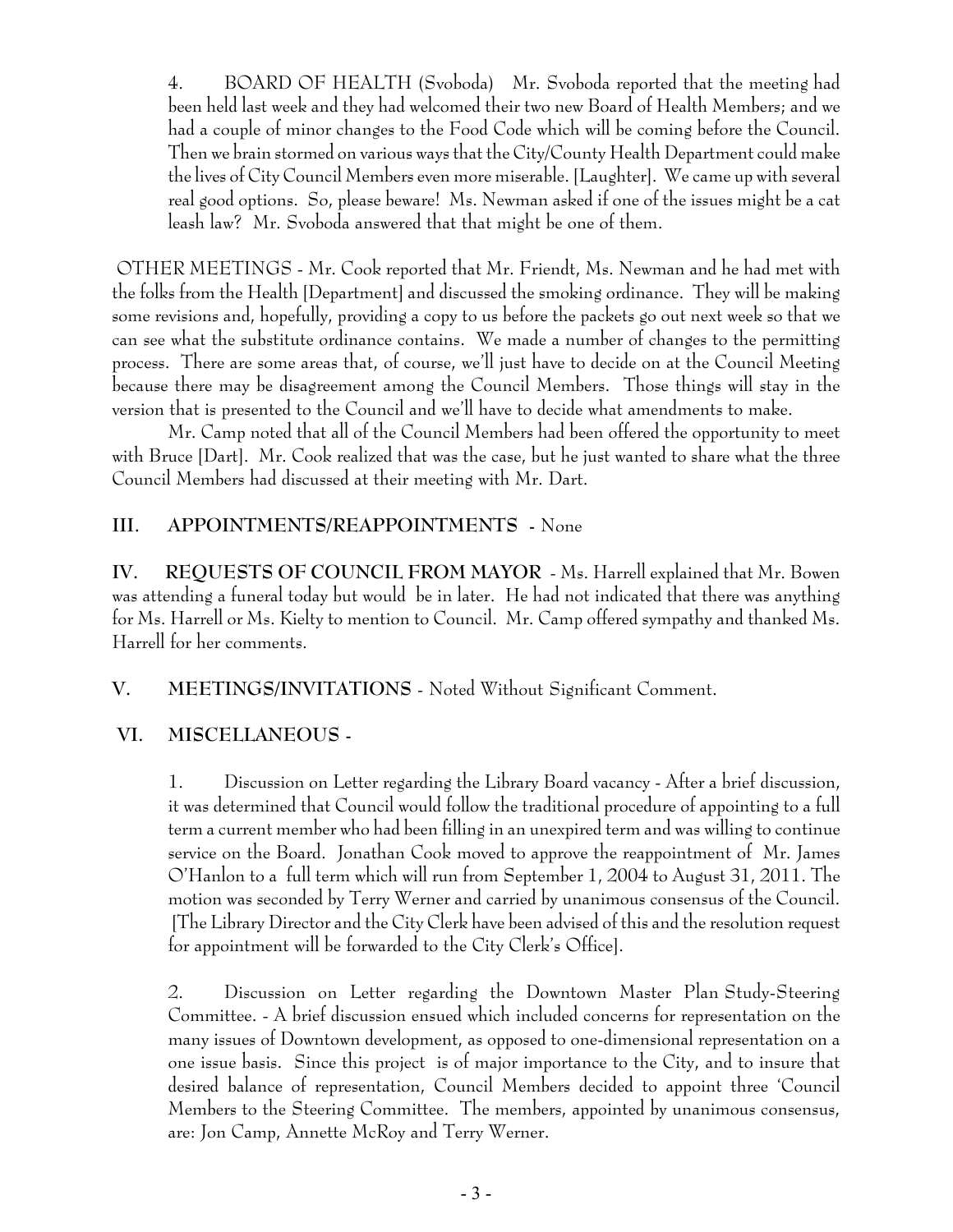4. BOARD OF HEALTH (Svoboda) Mr. Svoboda reported that the meeting had been held last week and they had welcomed their two new Board of Health Members; and we had a couple of minor changes to the Food Code which will be coming before the Council. Then we brain stormed on various ways that the City/County Health Department could make the lives of City Council Members even more miserable. [Laughter]. We came up with several real good options. So, please beware! Ms. Newman asked if one of the issues might be a cat leash law? Mr. Svoboda answered that that might be one of them.

OTHER MEETINGS - Mr. Cook reported that Mr. Friendt, Ms. Newman and he had met with the folks from the Health [Department] and discussed the smoking ordinance. They will be making some revisions and, hopefully, providing a copy to us before the packets go out next week so that we can see what the substitute ordinance contains. We made a number of changes to the permitting process. There are some areas that, of course, we'll just have to decide on at the Council Meeting because there may be disagreement among the Council Members. Those things will stay in the version that is presented to the Council and we'll have to decide what amendments to make.

Mr. Camp noted that all of the Council Members had been offered the opportunity to meet with Bruce [Dart]. Mr. Cook realized that was the case, but he just wanted to share what the three Council Members had discussed at their meeting with Mr. Dart.

**III. APPOINTMENTS/REAPPOINTMENTS** - None

**IV. REQUESTS OF COUNCIL FROM MAYOR** - Ms. Harrell explained that Mr. Bowen was attending a funeral today but would be in later. He had not indicated that there was anything for Ms. Harrell or Ms. Kielty to mention to Council. Mr. Camp offered sympathy and thanked Ms. Harrell for her comments.

**V. MEETINGS/INVITATIONS** - Noted Without Significant Comment.

**VI. MISCELLANEOUS** -

1. Discussion on Letter regarding the Library Board vacancy - After a brief discussion, it was determined that Council would follow the traditional procedure of appointing to a full term a current member who had been filling in an unexpired term and was willing to continue service on the Board. Jonathan Cook moved to approve the reappointment of Mr. James O'Hanlon to a full term which will run from September 1, 2004 to August 31, 2011. The motion was seconded by Terry Werner and carried by unanimous consensus of the Council. [The Library Director and the City Clerk have been advised of this and the resolution request for appointment will be forwarded to the City Clerk's Office].

2. Discussion on Letter regarding the Downtown Master Plan Study-Steering Committee. - A brief discussion ensued which included concerns for representation on the many issues of Downtown development, as opposed to one-dimensional representation on a one issue basis. Since this project is of major importance to the City, and to insure that desired balance of representation, Council Members decided to appoint three 'Council Members to the Steering Committee. The members, appointed by unanimous consensus, are: Jon Camp, Annette McRoy and Terry Werner.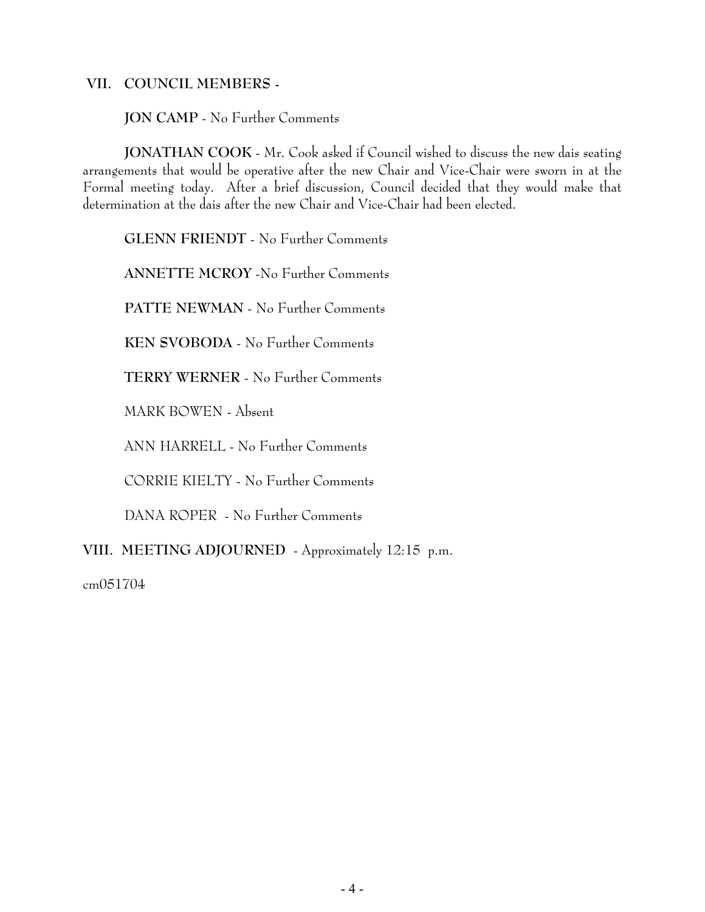## VII. COUNCIL MEMBERS -

**JON CAMP** - No Further Comments

**JONATHAN COOK** - Mr. Cook asked if Council wished to discuss the new dais seating arrangements that would be operative after the new Chair and Vice-Chair were sworn in at the Formal meeting today. After a brief discussion, Council decided that they would make that determination at the dais after the new Chair and Vice-Chair had been elected.

**GLENN FRIENDT** - No Further Comments

**ANNETTE MCROY** -No Further Comments

**PATTE NEWMAN** - No Further Comments

**KEN SVOBODA** - No Further Comments

**TERRY WERNER** - No Further Comments

MARK BOWEN - Absent

ANN HARRELL - No Further Comments

CORRIE KIELTY - No Further Comments

DANA ROPER - No Further Comments

## VIII. MEETING ADJOURNED - Approximately 12:15 p.m.

cm051704